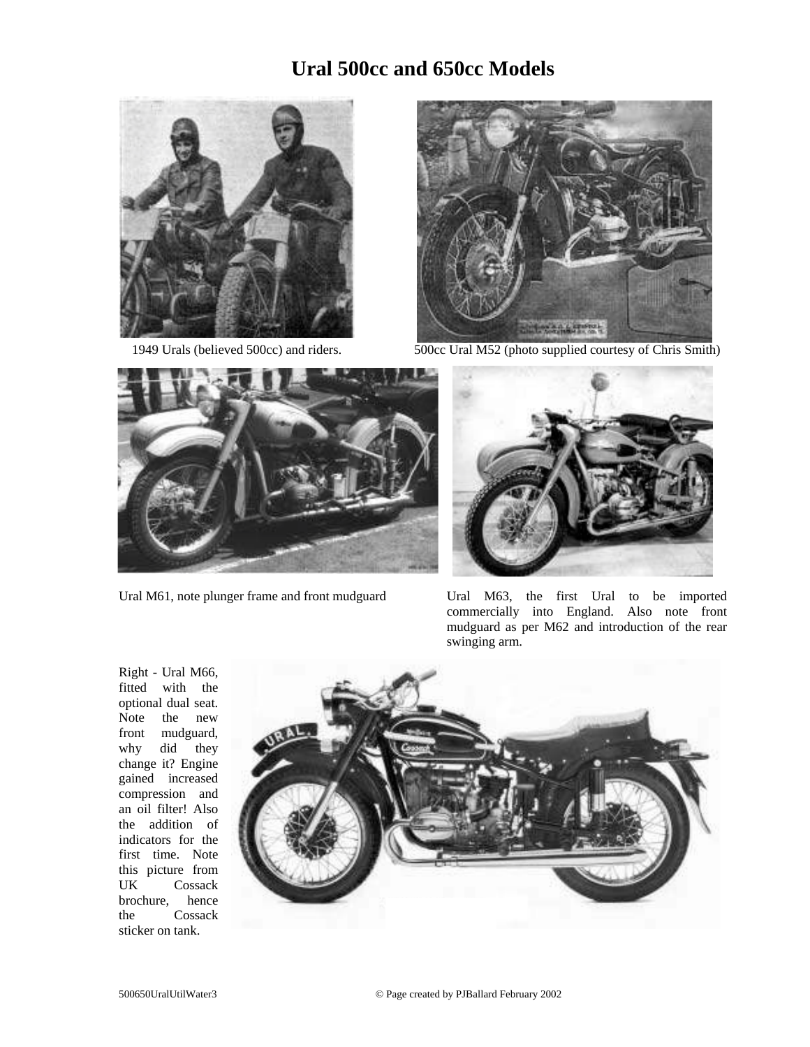# Ural 500cc and 650cc Models

1949 Urals (believed 500cc) and riders.

500cc Ural M52 (photo supplied courtesy of Chris Smith)

Ural M61, note plunger frame and front mudguard

Ural M63, the first Ural to be imported commercially into England. Also note front mudguard as per M62 and introduction of the rear swinging arm.

Right - Ural M66, fitted with the optional dual seat. Note the new front mudguard, why did they change it? Engine gained increased compression and an oil filter! Also the addition of indicators for the first time. Note this picture from UK Cossack brochure, hence the Cossack sticker on tank.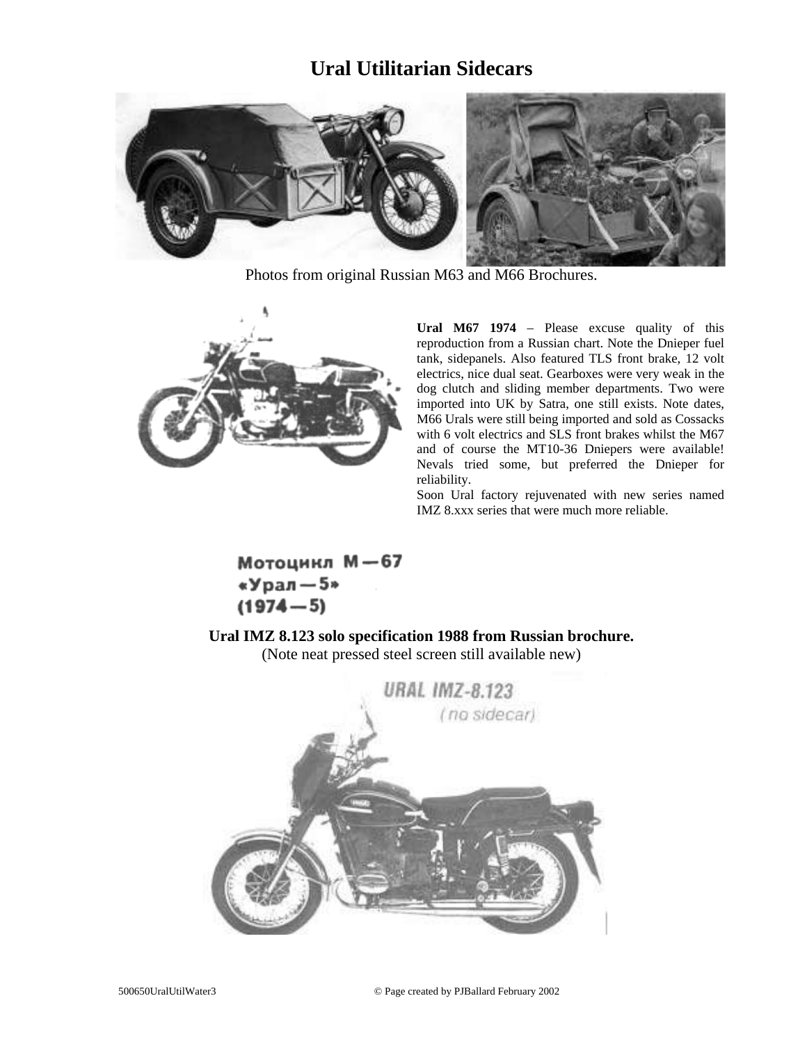# Ural Utilitarian Sidecars

Photos from original Russian M63 and M66 Brochures.

**Ural M67 1974** – Please excuse quality of this reproduction from a Russian chart. Note the Dnieper fuel tank, sidepanels. Also featured TLS front brake, 12 volt electrics, nice dual seat. Gearboxes were very weak in the dog clutch and sliding member departments. Two were imported into UK by Satra, one still exists. Note dates, M66 Urals were still being imported and sold as Cossacks with 6 volt electrics and SLS front brakes whilst the M67 and of course the MT10-36 Dniepers were available! Nevals tried some, but preferred the Dnieper for reliability.

Soon Ural factory rejuvenated with new series named IMZ 8.xxx series that were much more reliable.

**Мотоцикл М—67**
**«Урал—5»**
**(1974—5)**

**Ural IMZ 8.123 solo specification 1988 from Russian brochure.**
(Note neat pressed steel screen still available new)

URAL IMZ-8.123
(no sidecar)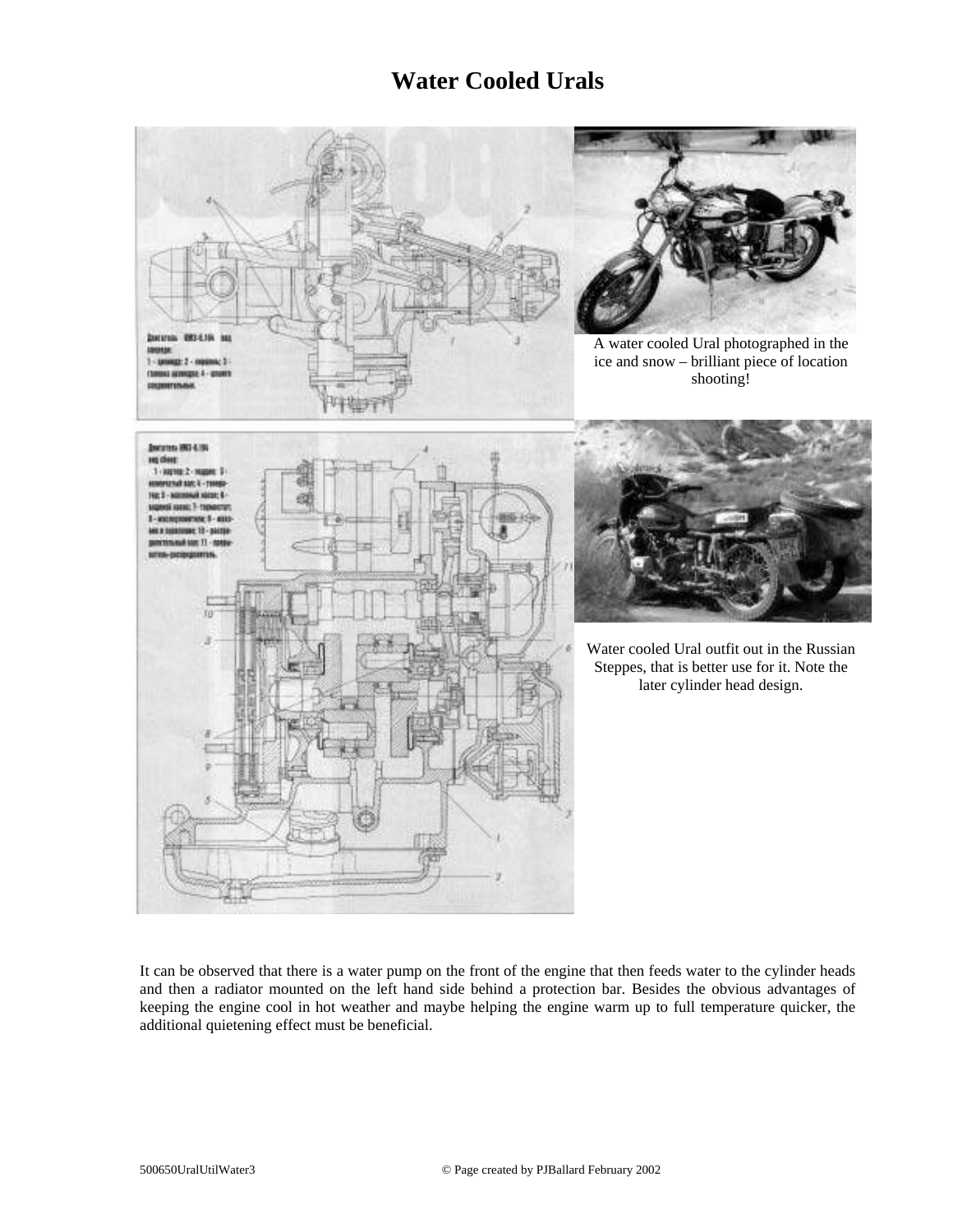# Water Cooled Urals

A water cooled Ural photographed in the ice and snow – brilliant piece of location shooting!

Water cooled Ural outfit out in the Russian Steppes, that is better use for it. Note the later cylinder head design.

It can be observed that there is a water pump on the front of the engine that then feeds water to the cylinder heads and then a radiator mounted on the left hand side behind a protection bar. Besides the obvious advantages of keeping the engine cool in hot weather and maybe helping the engine warm up to full temperature quicker, the additional quietening effect must be beneficial.